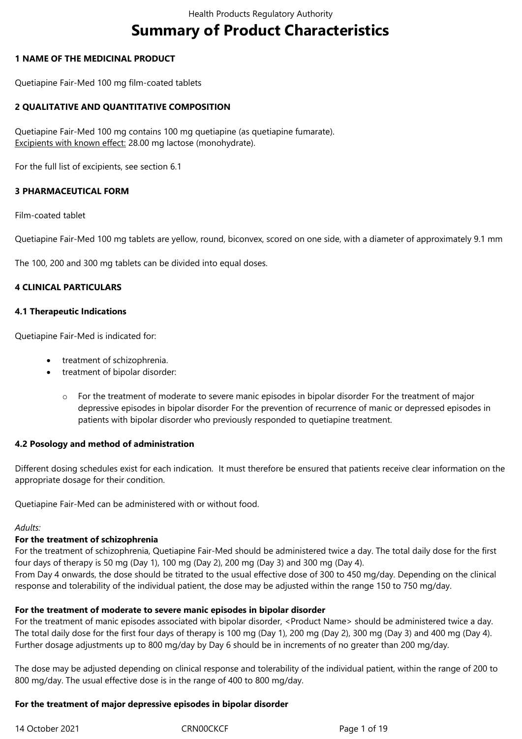# Summary of Product Characteristics

## 1 NAME OF THE MEDICINAL PRODUCT

Quetiapine Fair-Med 100 mg film-coated tablets

## 2 QUALITATIVE AND QUANTITATIVE COMPOSITION

Quetiapine Fair-Med 100 mg contains 100 mg quetiapine (as quetiapine fumarate).
Excipients with known effect: 28.00 mg lactose (monohydrate).

For the full list of excipients, see section 6.1

## 3 PHARMACEUTICAL FORM

Film-coated tablet

Quetiapine Fair-Med 100 mg tablets are yellow, round, biconvex, scored on one side, with a diameter of approximately 9.1 mm

The 100, 200 and 300 mg tablets can be divided into equal doses.

## 4 CLINICAL PARTICULARS

### 4.1 Therapeutic Indications

Quetiapine Fair-Med is indicated for:

- treatment of schizophrenia.
- treatment of bipolar disorder:
    - For the treatment of moderate to severe manic episodes in bipolar disorder For the treatment of major depressive episodes in bipolar disorder For the prevention of recurrence of manic or depressed episodes in patients with bipolar disorder who previously responded to quetiapine treatment.

### 4.2 Posology and method of administration

Different dosing schedules exist for each indication. It must therefore be ensured that patients receive clear information on the appropriate dosage for their condition.

Quetiapine Fair-Med can be administered with or without food.

*Adults:*

**For the treatment of schizophrenia**

For the treatment of schizophrenia, Quetiapine Fair-Med should be administered twice a day. The total daily dose for the first four days of therapy is 50 mg (Day 1), 100 mg (Day 2), 200 mg (Day 3) and 300 mg (Day 4).
From Day 4 onwards, the dose should be titrated to the usual effective dose of 300 to 450 mg/day. Depending on the clinical response and tolerability of the individual patient, the dose may be adjusted within the range 150 to 750 mg/day.

**For the treatment of moderate to severe manic episodes in bipolar disorder**

For the treatment of manic episodes associated with bipolar disorder, <Product Name> should be administered twice a day. The total daily dose for the first four days of therapy is 100 mg (Day 1), 200 mg (Day 2), 300 mg (Day 3) and 400 mg (Day 4). Further dosage adjustments up to 800 mg/day by Day 6 should be in increments of no greater than 200 mg/day.

The dose may be adjusted depending on clinical response and tolerability of the individual patient, within the range of 200 to 800 mg/day. The usual effective dose is in the range of 400 to 800 mg/day.

**For the treatment of major depressive episodes in bipolar disorder**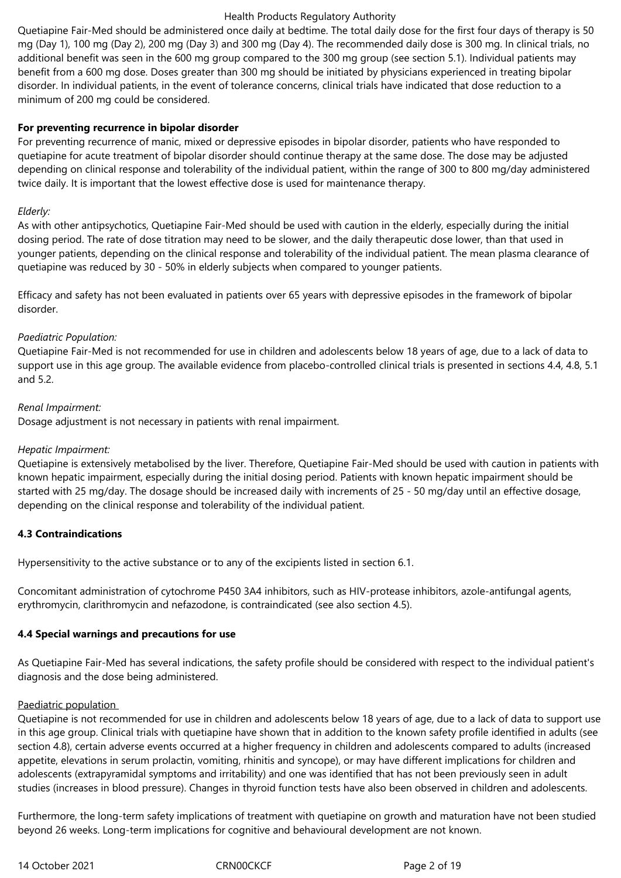Quetiapine Fair-Med should be administered once daily at bedtime. The total daily dose for the first four days of therapy is 50 mg (Day 1), 100 mg (Day 2), 200 mg (Day 3) and 300 mg (Day 4). The recommended daily dose is 300 mg. In clinical trials, no additional benefit was seen in the 600 mg group compared to the 300 mg group (see section 5.1). Individual patients may benefit from a 600 mg dose. Doses greater than 300 mg should be initiated by physicians experienced in treating bipolar disorder. In individual patients, in the event of tolerance concerns, clinical trials have indicated that dose reduction to a minimum of 200 mg could be considered.

**For preventing recurrence in bipolar disorder**

For preventing recurrence of manic, mixed or depressive episodes in bipolar disorder, patients who have responded to quetiapine for acute treatment of bipolar disorder should continue therapy at the same dose. The dose may be adjusted depending on clinical response and tolerability of the individual patient, within the range of 300 to 800 mg/day administered twice daily. It is important that the lowest effective dose is used for maintenance therapy.

*Elderly:*

As with other antipsychotics, Quetiapine Fair-Med should be used with caution in the elderly, especially during the initial dosing period. The rate of dose titration may need to be slower, and the daily therapeutic dose lower, than that used in younger patients, depending on the clinical response and tolerability of the individual patient. The mean plasma clearance of quetiapine was reduced by 30 - 50% in elderly subjects when compared to younger patients.

Efficacy and safety has not been evaluated in patients over 65 years with depressive episodes in the framework of bipolar disorder.

*Paediatric Population:*

Quetiapine Fair-Med is not recommended for use in children and adolescents below 18 years of age, due to a lack of data to support use in this age group. The available evidence from placebo-controlled clinical trials is presented in sections 4.4, 4.8, 5.1 and 5.2.

*Renal Impairment:*

Dosage adjustment is not necessary in patients with renal impairment.

*Hepatic Impairment:*

Quetiapine is extensively metabolised by the liver. Therefore, Quetiapine Fair-Med should be used with caution in patients with known hepatic impairment, especially during the initial dosing period. Patients with known hepatic impairment should be started with 25 mg/day. The dosage should be increased daily with increments of 25 - 50 mg/day until an effective dosage, depending on the clinical response and tolerability of the individual patient.

**4.3 Contraindications**

Hypersensitivity to the active substance or to any of the excipients listed in section 6.1.

Concomitant administration of cytochrome P450 3A4 inhibitors, such as HIV-protease inhibitors, azole-antifungal agents, erythromycin, clarithromycin and nefazodone, is contraindicated (see also section 4.5).

**4.4 Special warnings and precautions for use**

As Quetiapine Fair-Med has several indications, the safety profile should be considered with respect to the individual patient's diagnosis and the dose being administered.

Paediatric population

Quetiapine is not recommended for use in children and adolescents below 18 years of age, due to a lack of data to support use in this age group. Clinical trials with quetiapine have shown that in addition to the known safety profile identified in adults (see section 4.8), certain adverse events occurred at a higher frequency in children and adolescents compared to adults (increased appetite, elevations in serum prolactin, vomiting, rhinitis and syncope), or may have different implications for children and adolescents (extrapyramidal symptoms and irritability) and one was identified that has not been previously seen in adult studies (increases in blood pressure). Changes in thyroid function tests have also been observed in children and adolescents.

Furthermore, the long-term safety implications of treatment with quetiapine on growth and maturation have not been studied beyond 26 weeks. Long-term implications for cognitive and behavioural development are not known.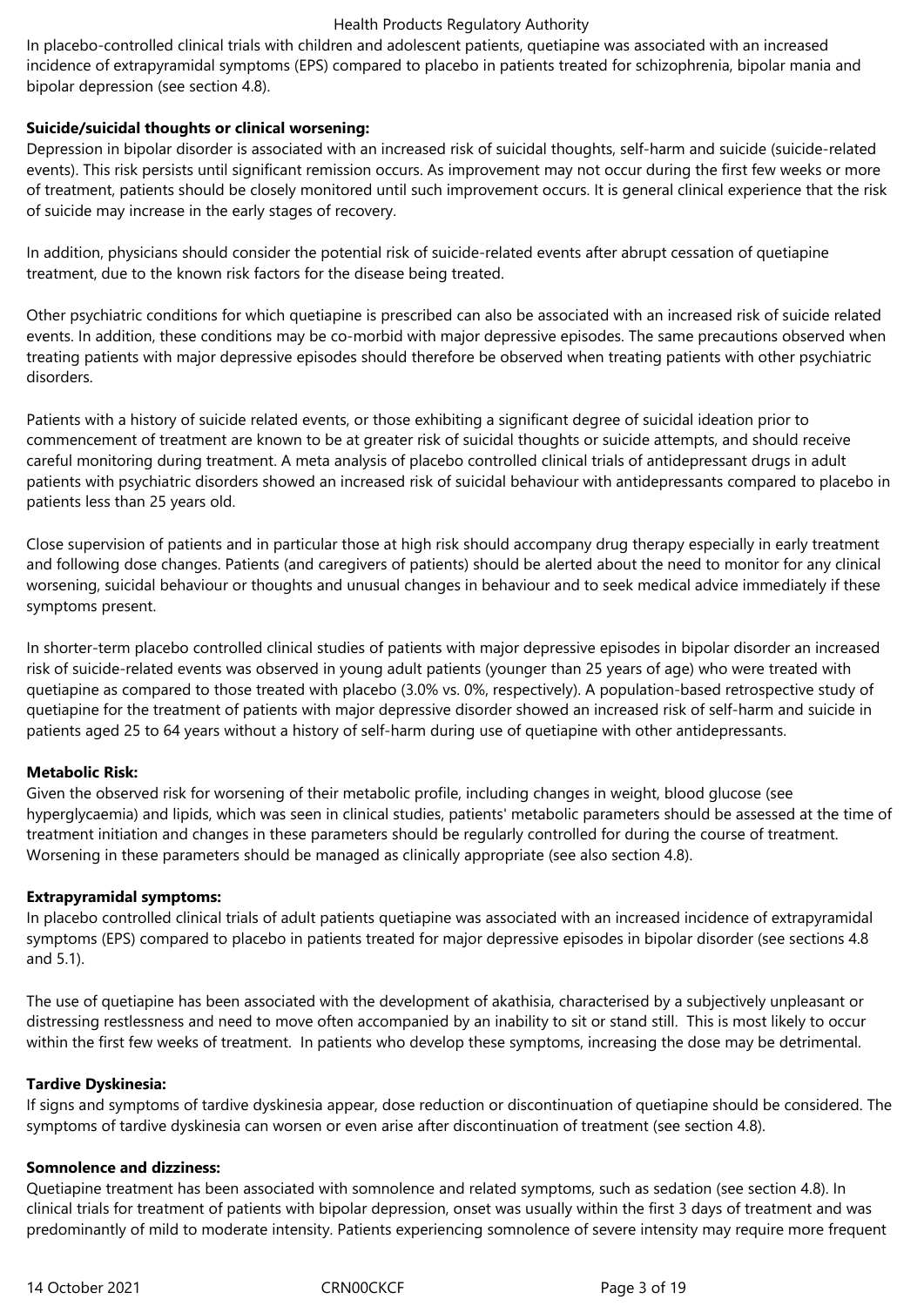In placebo-controlled clinical trials with children and adolescent patients, quetiapine was associated with an increased incidence of extrapyramidal symptoms (EPS) compared to placebo in patients treated for schizophrenia, bipolar mania and bipolar depression (see section 4.8).

**Suicide/suicidal thoughts or clinical worsening:**

Depression in bipolar disorder is associated with an increased risk of suicidal thoughts, self-harm and suicide (suicide-related events). This risk persists until significant remission occurs. As improvement may not occur during the first few weeks or more of treatment, patients should be closely monitored until such improvement occurs. It is general clinical experience that the risk of suicide may increase in the early stages of recovery.

In addition, physicians should consider the potential risk of suicide-related events after abrupt cessation of quetiapine treatment, due to the known risk factors for the disease being treated.

Other psychiatric conditions for which quetiapine is prescribed can also be associated with an increased risk of suicide related events. In addition, these conditions may be co-morbid with major depressive episodes. The same precautions observed when treating patients with major depressive episodes should therefore be observed when treating patients with other psychiatric disorders.

Patients with a history of suicide related events, or those exhibiting a significant degree of suicidal ideation prior to commencement of treatment are known to be at greater risk of suicidal thoughts or suicide attempts, and should receive careful monitoring during treatment. A meta analysis of placebo controlled clinical trials of antidepressant drugs in adult patients with psychiatric disorders showed an increased risk of suicidal behaviour with antidepressants compared to placebo in patients less than 25 years old.

Close supervision of patients and in particular those at high risk should accompany drug therapy especially in early treatment and following dose changes. Patients (and caregivers of patients) should be alerted about the need to monitor for any clinical worsening, suicidal behaviour or thoughts and unusual changes in behaviour and to seek medical advice immediately if these symptoms present.

In shorter-term placebo controlled clinical studies of patients with major depressive episodes in bipolar disorder an increased risk of suicide-related events was observed in young adult patients (younger than 25 years of age) who were treated with quetiapine as compared to those treated with placebo (3.0% vs. 0%, respectively). A population-based retrospective study of quetiapine for the treatment of patients with major depressive disorder showed an increased risk of self-harm and suicide in patients aged 25 to 64 years without a history of self-harm during use of quetiapine with other antidepressants.

**Metabolic Risk:**

Given the observed risk for worsening of their metabolic profile, including changes in weight, blood glucose (see hyperglycaemia) and lipids, which was seen in clinical studies, patients' metabolic parameters should be assessed at the time of treatment initiation and changes in these parameters should be regularly controlled for during the course of treatment. Worsening in these parameters should be managed as clinically appropriate (see also section 4.8).

**Extrapyramidal symptoms:**

In placebo controlled clinical trials of adult patients quetiapine was associated with an increased incidence of extrapyramidal symptoms (EPS) compared to placebo in patients treated for major depressive episodes in bipolar disorder (see sections 4.8 and 5.1).

The use of quetiapine has been associated with the development of akathisia, characterised by a subjectively unpleasant or distressing restlessness and need to move often accompanied by an inability to sit or stand still. This is most likely to occur within the first few weeks of treatment. In patients who develop these symptoms, increasing the dose may be detrimental.

**Tardive Dyskinesia:**

If signs and symptoms of tardive dyskinesia appear, dose reduction or discontinuation of quetiapine should be considered. The symptoms of tardive dyskinesia can worsen or even arise after discontinuation of treatment (see section 4.8).

**Somnolence and dizziness:**

Quetiapine treatment has been associated with somnolence and related symptoms, such as sedation (see section 4.8). In clinical trials for treatment of patients with bipolar depression, onset was usually within the first 3 days of treatment and was predominantly of mild to moderate intensity. Patients experiencing somnolence of severe intensity may require more frequent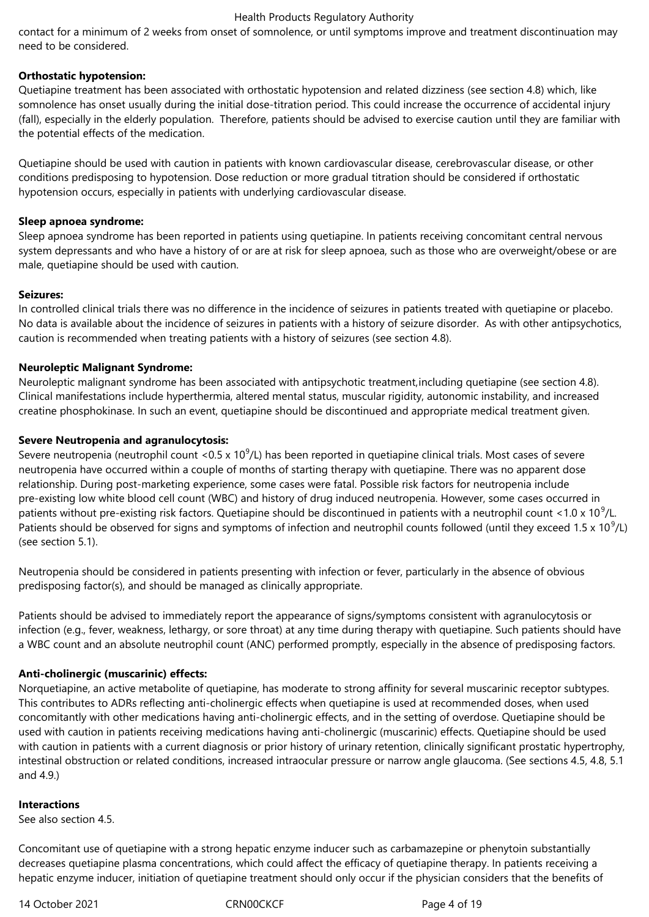contact for a minimum of 2 weeks from onset of somnolence, or until symptoms improve and treatment discontinuation may need to be considered.

**Orthostatic hypotension:**

Quetiapine treatment has been associated with orthostatic hypotension and related dizziness (see section 4.8) which, like somnolence has onset usually during the initial dose-titration period. This could increase the occurrence of accidental injury (fall), especially in the elderly population. Therefore, patients should be advised to exercise caution until they are familiar with the potential effects of the medication.

Quetiapine should be used with caution in patients with known cardiovascular disease, cerebrovascular disease, or other conditions predisposing to hypotension. Dose reduction or more gradual titration should be considered if orthostatic hypotension occurs, especially in patients with underlying cardiovascular disease.

**Sleep apnoea syndrome:**

Sleep apnoea syndrome has been reported in patients using quetiapine. In patients receiving concomitant central nervous system depressants and who have a history of or are at risk for sleep apnoea, such as those who are overweight/obese or are male, quetiapine should be used with caution.

**Seizures:**

In controlled clinical trials there was no difference in the incidence of seizures in patients treated with quetiapine or placebo. No data is available about the incidence of seizures in patients with a history of seizure disorder. As with other antipsychotics, caution is recommended when treating patients with a history of seizures (see section 4.8).

**Neuroleptic Malignant Syndrome:**

Neuroleptic malignant syndrome has been associated with antipsychotic treatment,including quetiapine (see section 4.8). Clinical manifestations include hyperthermia, altered mental status, muscular rigidity, autonomic instability, and increased creatine phosphokinase. In such an event, quetiapine should be discontinued and appropriate medical treatment given.

**Severe Neutropenia and agranulocytosis:**

Severe neutropenia (neutrophil count $<0.5 \times 10^9$/L) has been reported in quetiapine clinical trials. Most cases of severe neutropenia have occurred within a couple of months of starting therapy with quetiapine. There was no apparent dose relationship. During post-marketing experience, some cases were fatal. Possible risk factors for neutropenia include pre-existing low white blood cell count (WBC) and history of drug induced neutropenia. However, some cases occurred in patients without pre-existing risk factors. Quetiapine should be discontinued in patients with a neutrophil count $<1.0 \times 10^9$/L. Patients should be observed for signs and symptoms of infection and neutrophil counts followed (until they exceed $1.5 \times 10^9$/L) (see section 5.1).

Neutropenia should be considered in patients presenting with infection or fever, particularly in the absence of obvious predisposing factor(s), and should be managed as clinically appropriate.

Patients should be advised to immediately report the appearance of signs/symptoms consistent with agranulocytosis or infection (e.g., fever, weakness, lethargy, or sore throat) at any time during therapy with quetiapine. Such patients should have a WBC count and an absolute neutrophil count (ANC) performed promptly, especially in the absence of predisposing factors.

**Anti-cholinergic (muscarinic) effects:**

Norquetiapine, an active metabolite of quetiapine, has moderate to strong affinity for several muscarinic receptor subtypes. This contributes to ADRs reflecting anti-cholinergic effects when quetiapine is used at recommended doses, when used concomitantly with other medications having anti-cholinergic effects, and in the setting of overdose. Quetiapine should be used with caution in patients receiving medications having anti-cholinergic (muscarinic) effects. Quetiapine should be used with caution in patients with a current diagnosis or prior history of urinary retention, clinically significant prostatic hypertrophy, intestinal obstruction or related conditions, increased intraocular pressure or narrow angle glaucoma. (See sections 4.5, 4.8, 5.1 and 4.9.)

**Interactions**

See also section 4.5.

Concomitant use of quetiapine with a strong hepatic enzyme inducer such as carbamazepine or phenytoin substantially decreases quetiapine plasma concentrations, which could affect the efficacy of quetiapine therapy. In patients receiving a hepatic enzyme inducer, initiation of quetiapine treatment should only occur if the physician considers that the benefits of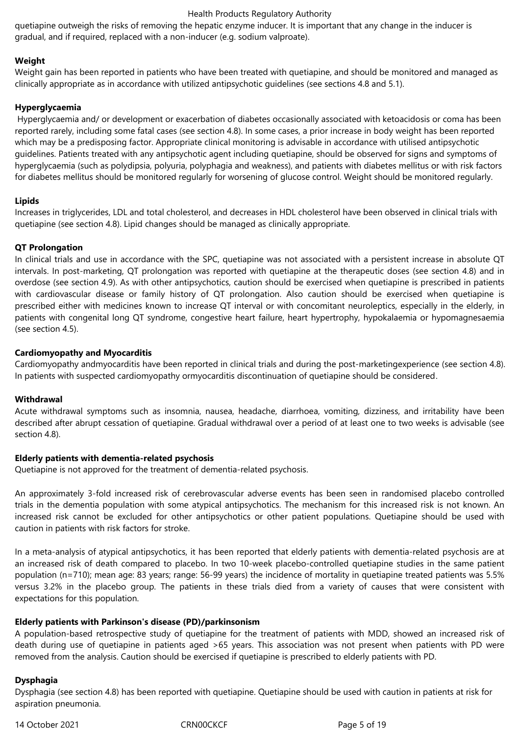quetiapine outweigh the risks of removing the hepatic enzyme inducer. It is important that any change in the inducer is gradual, and if required, replaced with a non-inducer (e.g. sodium valproate).

**Weight**

Weight gain has been reported in patients who have been treated with quetiapine, and should be monitored and managed as clinically appropriate as in accordance with utilized antipsychotic guidelines (see sections 4.8 and 5.1).

**Hyperglycaemia**

Hyperglycaemia and/ or development or exacerbation of diabetes occasionally associated with ketoacidosis or coma has been reported rarely, including some fatal cases (see section 4.8). In some cases, a prior increase in body weight has been reported which may be a predisposing factor. Appropriate clinical monitoring is advisable in accordance with utilised antipsychotic guidelines. Patients treated with any antipsychotic agent including quetiapine, should be observed for signs and symptoms of hyperglycaemia (such as polydipsia, polyuria, polyphagia and weakness), and patients with diabetes mellitus or with risk factors for diabetes mellitus should be monitored regularly for worsening of glucose control. Weight should be monitored regularly.

**Lipids**

Increases in triglycerides, LDL and total cholesterol, and decreases in HDL cholesterol have been observed in clinical trials with quetiapine (see section 4.8). Lipid changes should be managed as clinically appropriate.

**QT Prolongation**

In clinical trials and use in accordance with the SPC, quetiapine was not associated with a persistent increase in absolute QT intervals. In post-marketing, QT prolongation was reported with quetiapine at the therapeutic doses (see section 4.8) and in overdose (see section 4.9). As with other antipsychotics, caution should be exercised when quetiapine is prescribed in patients with cardiovascular disease or family history of QT prolongation. Also caution should be exercised when quetiapine is prescribed either with medicines known to increase QT interval or with concomitant neuroleptics, especially in the elderly, in patients with congenital long QT syndrome, congestive heart failure, heart hypertrophy, hypokalaemia or hypomagnesaemia (see section 4.5).

**Cardiomyopathy and Myocarditis**

Cardiomyopathy andmyocarditis have been reported in clinical trials and during the post-marketingexperience (see section 4.8). In patients with suspected cardiomyopathy ormyocarditis discontinuation of quetiapine should be considered.

**Withdrawal**

Acute withdrawal symptoms such as insomnia, nausea, headache, diarrhoea, vomiting, dizziness, and irritability have been described after abrupt cessation of quetiapine. Gradual withdrawal over a period of at least one to two weeks is advisable (see section 4.8).

**Elderly patients with dementia-related psychosis**

Quetiapine is not approved for the treatment of dementia-related psychosis.

An approximately 3-fold increased risk of cerebrovascular adverse events has been seen in randomised placebo controlled trials in the dementia population with some atypical antipsychotics. The mechanism for this increased risk is not known. An increased risk cannot be excluded for other antipsychotics or other patient populations. Quetiapine should be used with caution in patients with risk factors for stroke.

In a meta-analysis of atypical antipsychotics, it has been reported that elderly patients with dementia-related psychosis are at an increased risk of death compared to placebo. In two 10-week placebo-controlled quetiapine studies in the same patient population (n=710); mean age: 83 years; range: 56-99 years) the incidence of mortality in quetiapine treated patients was 5.5% versus 3.2% in the placebo group. The patients in these trials died from a variety of causes that were consistent with expectations for this population.

**Elderly patients with Parkinson's disease (PD)/parkinsonism**

A population-based retrospective study of quetiapine for the treatment of patients with MDD, showed an increased risk of death during use of quetiapine in patients aged >65 years. This association was not present when patients with PD were removed from the analysis. Caution should be exercised if quetiapine is prescribed to elderly patients with PD.

**Dysphagia**

Dysphagia (see section 4.8) has been reported with quetiapine. Quetiapine should be used with caution in patients at risk for aspiration pneumonia.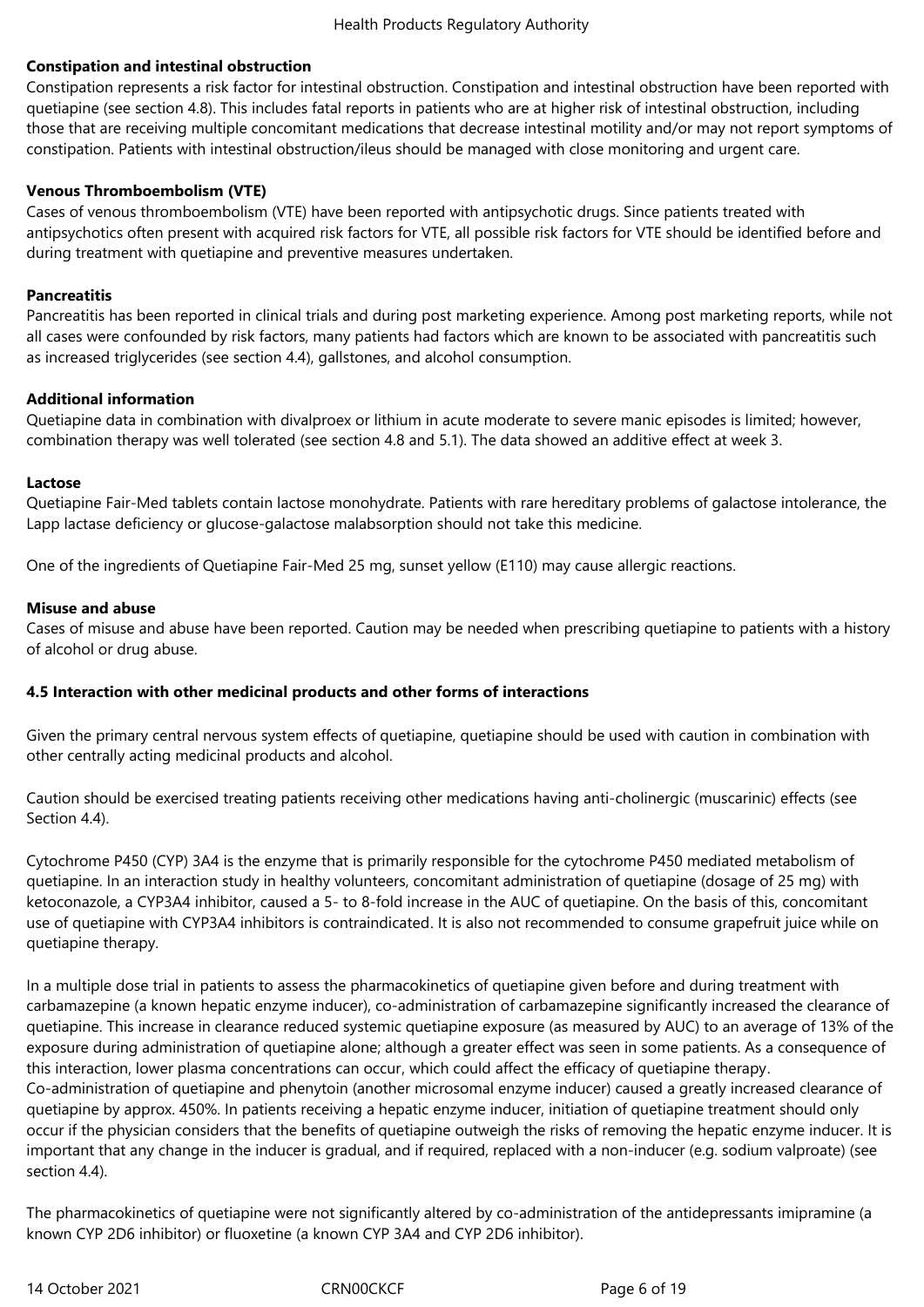**Constipation and intestinal obstruction**

Constipation represents a risk factor for intestinal obstruction. Constipation and intestinal obstruction have been reported with quetiapine (see section 4.8). This includes fatal reports in patients who are at higher risk of intestinal obstruction, including those that are receiving multiple concomitant medications that decrease intestinal motility and/or may not report symptoms of constipation. Patients with intestinal obstruction/ileus should be managed with close monitoring and urgent care.

**Venous Thromboembolism (VTE)**

Cases of venous thromboembolism (VTE) have been reported with antipsychotic drugs. Since patients treated with antipsychotics often present with acquired risk factors for VTE, all possible risk factors for VTE should be identified before and during treatment with quetiapine and preventive measures undertaken.

**Pancreatitis**

Pancreatitis has been reported in clinical trials and during post marketing experience. Among post marketing reports, while not all cases were confounded by risk factors, many patients had factors which are known to be associated with pancreatitis such as increased triglycerides (see section 4.4), gallstones, and alcohol consumption.

**Additional information**

Quetiapine data in combination with divalproex or lithium in acute moderate to severe manic episodes is limited; however, combination therapy was well tolerated (see section 4.8 and 5.1). The data showed an additive effect at week 3.

**Lactose**

Quetiapine Fair-Med tablets contain lactose monohydrate. Patients with rare hereditary problems of galactose intolerance, the Lapp lactase deficiency or glucose-galactose malabsorption should not take this medicine.

One of the ingredients of Quetiapine Fair-Med 25 mg, sunset yellow (E110) may cause allergic reactions.

**Misuse and abuse**

Cases of misuse and abuse have been reported. Caution may be needed when prescribing quetiapine to patients with a history of alcohol or drug abuse.

**4.5 Interaction with other medicinal products and other forms of interactions**

Given the primary central nervous system effects of quetiapine, quetiapine should be used with caution in combination with other centrally acting medicinal products and alcohol.

Caution should be exercised treating patients receiving other medications having anti-cholinergic (muscarinic) effects (see Section 4.4).

Cytochrome P450 (CYP) 3A4 is the enzyme that is primarily responsible for the cytochrome P450 mediated metabolism of quetiapine. In an interaction study in healthy volunteers, concomitant administration of quetiapine (dosage of 25 mg) with ketoconazole, a CYP3A4 inhibitor, caused a 5- to 8-fold increase in the AUC of quetiapine. On the basis of this, concomitant use of quetiapine with CYP3A4 inhibitors is contraindicated. It is also not recommended to consume grapefruit juice while on quetiapine therapy.

In a multiple dose trial in patients to assess the pharmacokinetics of quetiapine given before and during treatment with carbamazepine (a known hepatic enzyme inducer), co-administration of carbamazepine significantly increased the clearance of quetiapine. This increase in clearance reduced systemic quetiapine exposure (as measured by AUC) to an average of 13% of the exposure during administration of quetiapine alone; although a greater effect was seen in some patients. As a consequence of this interaction, lower plasma concentrations can occur, which could affect the efficacy of quetiapine therapy.
Co-administration of quetiapine and phenytoin (another microsomal enzyme inducer) caused a greatly increased clearance of quetiapine by approx. 450%. In patients receiving a hepatic enzyme inducer, initiation of quetiapine treatment should only occur if the physician considers that the benefits of quetiapine outweigh the risks of removing the hepatic enzyme inducer. It is important that any change in the inducer is gradual, and if required, replaced with a non-inducer (e.g. sodium valproate) (see section 4.4).

The pharmacokinetics of quetiapine were not significantly altered by co-administration of the antidepressants imipramine (a known CYP 2D6 inhibitor) or fluoxetine (a known CYP 3A4 and CYP 2D6 inhibitor).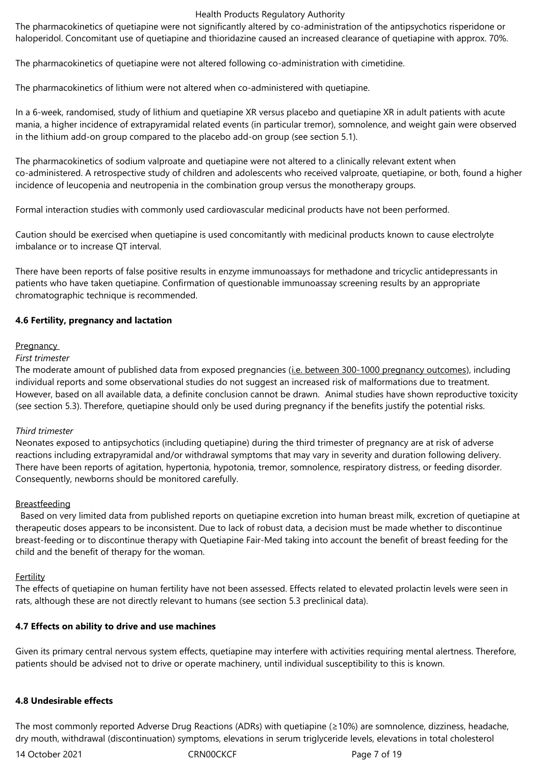The pharmacokinetics of quetiapine were not significantly altered by co-administration of the antipsychotics risperidone or haloperidol. Concomitant use of quetiapine and thioridazine caused an increased clearance of quetiapine with approx. 70%.

The pharmacokinetics of quetiapine were not altered following co-administration with cimetidine.

The pharmacokinetics of lithium were not altered when co-administered with quetiapine.

In a 6-week, randomised, study of lithium and quetiapine XR versus placebo and quetiapine XR in adult patients with acute mania, a higher incidence of extrapyramidal related events (in particular tremor), somnolence, and weight gain were observed in the lithium add-on group compared to the placebo add-on group (see section 5.1).

The pharmacokinetics of sodium valproate and quetiapine were not altered to a clinically relevant extent when co-administered. A retrospective study of children and adolescents who received valproate, quetiapine, or both, found a higher incidence of leucopenia and neutropenia in the combination group versus the monotherapy groups.

Formal interaction studies with commonly used cardiovascular medicinal products have not been performed.

Caution should be exercised when quetiapine is used concomitantly with medicinal products known to cause electrolyte imbalance or to increase QT interval.

There have been reports of false positive results in enzyme immunoassays for methadone and tricyclic antidepressants in patients who have taken quetiapine. Confirmation of questionable immunoassay screening results by an appropriate chromatographic technique is recommended.

**4.6 Fertility, pregnancy and lactation**

Pregnancy

*First trimester*

The moderate amount of published data from exposed pregnancies (i.e. between 300-1000 pregnancy outcomes), including individual reports and some observational studies do not suggest an increased risk of malformations due to treatment. However, based on all available data, a definite conclusion cannot be drawn. Animal studies have shown reproductive toxicity (see section 5.3). Therefore, quetiapine should only be used during pregnancy if the benefits justify the potential risks.

*Third trimester*

Neonates exposed to antipsychotics (including quetiapine) during the third trimester of pregnancy are at risk of adverse reactions including extrapyramidal and/or withdrawal symptoms that may vary in severity and duration following delivery. There have been reports of agitation, hypertonia, hypotonia, tremor, somnolence, respiratory distress, or feeding disorder. Consequently, newborns should be monitored carefully.

Breastfeeding

Based on very limited data from published reports on quetiapine excretion into human breast milk, excretion of quetiapine at therapeutic doses appears to be inconsistent. Due to lack of robust data, a decision must be made whether to discontinue breast-feeding or to discontinue therapy with Quetiapine Fair-Med taking into account the benefit of breast feeding for the child and the benefit of therapy for the woman.

Fertility

The effects of quetiapine on human fertility have not been assessed. Effects related to elevated prolactin levels were seen in rats, although these are not directly relevant to humans (see section 5.3 preclinical data).

**4.7 Effects on ability to drive and use machines**

Given its primary central nervous system effects, quetiapine may interfere with activities requiring mental alertness. Therefore, patients should be advised not to drive or operate machinery, until individual susceptibility to this is known.

**4.8 Undesirable effects**

The most commonly reported Adverse Drug Reactions (ADRs) with quetiapine (≥10%) are somnolence, dizziness, headache, dry mouth, withdrawal (discontinuation) symptoms, elevations in serum triglyceride levels, elevations in total cholesterol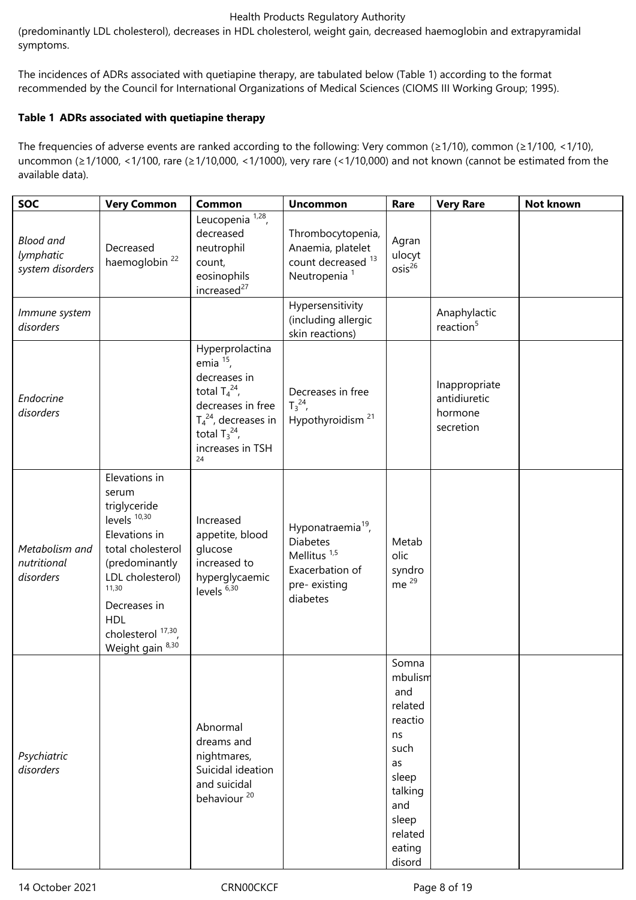(predominantly LDL cholesterol), decreases in HDL cholesterol, weight gain, decreased haemoglobin and extrapyramidal symptoms.

The incidences of ADRs associated with quetiapine therapy, are tabulated below (Table 1) according to the format recommended by the Council for International Organizations of Medical Sciences (CIOMS III Working Group; 1995).

**Table 1 ADRs associated with quetiapine therapy**

The frequencies of adverse events are ranked according to the following: Very common (≥1/10), common (≥1/100, <1/10), uncommon (≥1/1000, <1/100, rare (≥1/10,000, <1/1000), very rare (<1/10,000) and not known (cannot be estimated from the available data).

| SOC | Very Common | Common | Uncommon | Rare | Very Rare | Not known |
|---|---|---|---|---|---|---|
| *Blood and lymphatic system disorders* | Decreased haemoglobin [22] | Leucopenia [1,28], decreased neutrophil count, eosinophils increased[27] | Thrombocytopenia, Anaemia, platelet count decreased [13] Neutropenia [1] | Agranulocytosis[26] | | |
| *Immune system disorders* | | | Hypersensitivity (including allergic skin reactions) | | Anaphylactic reaction[5] | |
| *Endocrine disorders* | | Hyperprolactinaemia [15], decreases in total $T_4$[24], decreases in free $T_4$[24], decreases in total $T_3$[24], increases in TSH [24] | Decreases in free $T_3$[24], Hypothyroidism [21] | | Inappropriate antidiuretic hormone secretion | |
| *Metabolism and nutritional disorders* | Elevations in serum triglyceride levels [10,30] Elevations in total cholesterol (predominantly LDL cholesterol) [11,30] Decreases in HDL cholesterol [17,30], Weight gain [8,30] | Increased appetite, blood glucose increased to hyperglycaemic levels [6,30] | Hyponatraemia[19], Diabetes Mellitus [1,5] Exacerbation of pre- existing diabetes | Metabolic syndrome [29] | | |
| *Psychiatric disorders* | | Abnormal dreams and nightmares, Suicidal ideation and suicidal behaviour [20] | | Somnambulism and related reactions such as sleep talking and sleep related eating disord | | |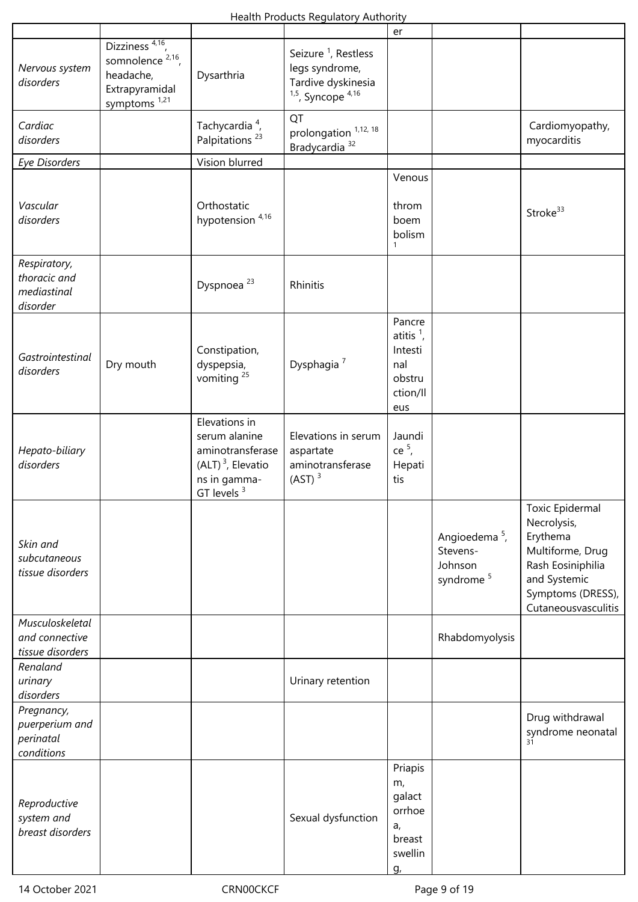| | | | | | | |
|---|---|---|---|---|---|---|
| | | | | er | | |
| *Nervous system disorders* | Dizziness [4,16], somnolence [2,16], headache, Extrapyramidal symptoms [1,21] | Dysarthria | Seizure [1], Restless legs syndrome, Tardive dyskinesia [1,5], Syncope [4,16] | | | |
| *Cardiac disorders* | | Tachycardia [4], Palpitations [23] | QT prolongation [1,12, 18] Bradycardia [32] | | | Cardiomyopathy, myocarditis |
| *Eye Disorders* | | Vision blurred | | | | |
| *Vascular disorders* | | Orthostatic hypotension [4,16] | | Venous thromboembolism [1] | | Stroke[33] |
| *Respiratory, thoracic and mediastinal disorder* | | Dyspnoea [23] | Rhinitis | | | |
| *Gastrointestinal disorders* | Dry mouth | Constipation, dyspepsia, vomiting [25] | Dysphagia [7] | Pancreatitis [1], Intestinal obstruction/Ileus | | |
| *Hepato-biliary disorders* | | Elevations in serum alanine aminotransferase (ALT) [3], Elevations in gamma-GT levels [3] | Elevations in serum aspartate aminotransferase (AST) [3] | Jaundice [5], Hepatitis | | |
| *Skin and subcutaneous tissue disorders* | | | | | Angioedema [5], Stevens-Johnson syndrome [5] | Toxic Epidermal Necrolysis, Erythema Multiforme, Drug Rash Eosiniphilia and Systemic Symptoms (DRESS), Cutaneousvasculitis |
| *Musculoskeletal and connective tissue disorders* | | | | | Rhabdomyolysis | |
| *Renaland urinary disorders* | | | Urinary retention | | | |
| *Pregnancy, puerperium and perinatal conditions* | | | | | | Drug withdrawal syndrome neonatal [31] |
| *Reproductive system and breast disorders* | | | Sexual dysfunction | Priapism, galactorrhoea, breast swelling, | | |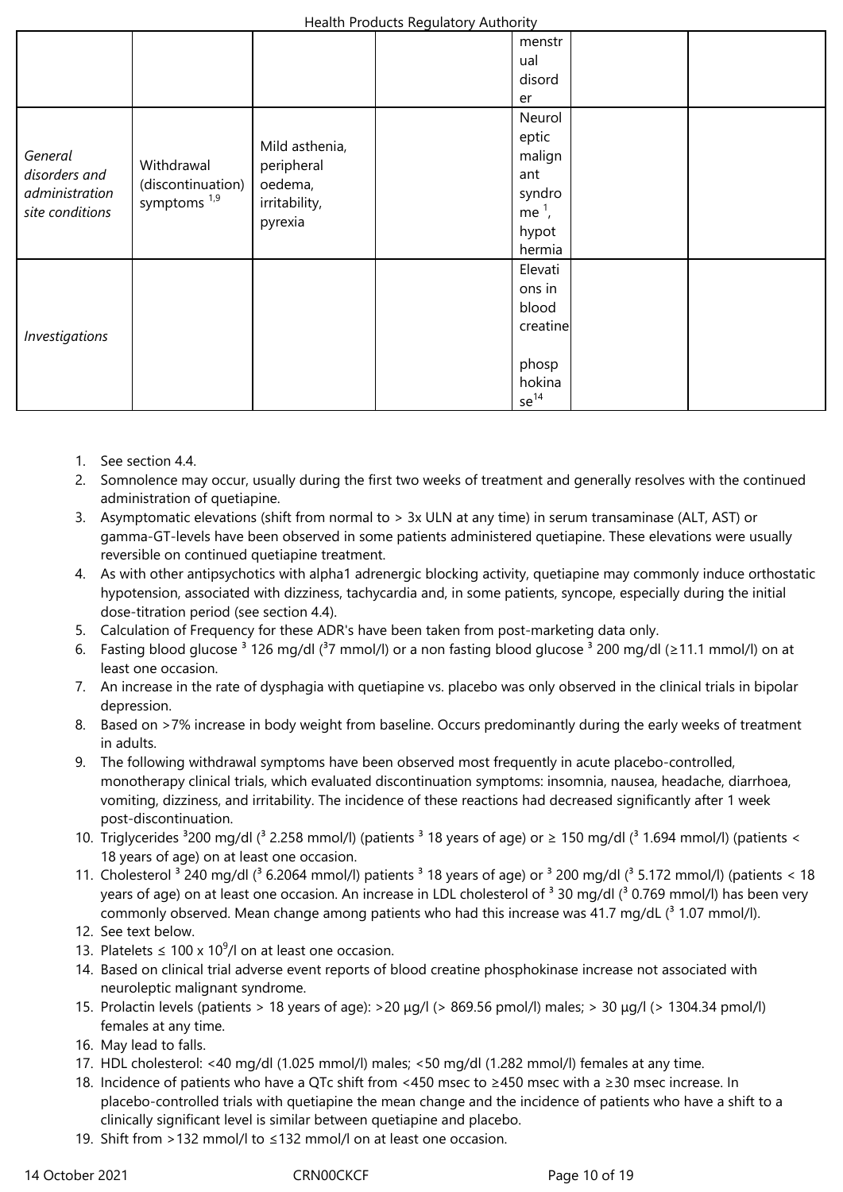| | | | | | | |
|---|---|---|---|---|---|---|
| | | | | menstrual disorder | | |
| *General disorders and administration site conditions* | Withdrawal (discontinuation) symptoms [1,9] | Mild asthenia, peripheral oedema, irritability, pyrexia | | Neuroleptic malignant syndrome [1], hypothermia | | |
| *Investigations* | | | | Elevations in blood creatine phosphokinase[14] | | |

1. See section 4.4.
2. Somnolence may occur, usually during the first two weeks of treatment and generally resolves with the continued administration of quetiapine.
3. Asymptomatic elevations (shift from normal to > 3x ULN at any time) in serum transaminase (ALT, AST) or gamma-GT-levels have been observed in some patients administered quetiapine. These elevations were usually reversible on continued quetiapine treatment.
4. As with other antipsychotics with alpha1 adrenergic blocking activity, quetiapine may commonly induce orthostatic hypotension, associated with dizziness, tachycardia and, in some patients, syncope, especially during the initial dose-titration period (see section 4.4).
5. Calculation of Frequency for these ADR's have been taken from post-marketing data only.
6. Fasting blood glucose ³ 126 mg/dl (³7 mmol/l) or a non fasting blood glucose ³ 200 mg/dl (≥11.1 mmol/l) on at least one occasion.
7. An increase in the rate of dysphagia with quetiapine vs. placebo was only observed in the clinical trials in bipolar depression.
8. Based on >7% increase in body weight from baseline. Occurs predominantly during the early weeks of treatment in adults.
9. The following withdrawal symptoms have been observed most frequently in acute placebo-controlled, monotherapy clinical trials, which evaluated discontinuation symptoms: insomnia, nausea, headache, diarrhoea, vomiting, dizziness, and irritability. The incidence of these reactions had decreased significantly after 1 week post-discontinuation.
10. Triglycerides ³200 mg/dl (³ 2.258 mmol/l) (patients ³ 18 years of age) or ≥ 150 mg/dl (³ 1.694 mmol/l) (patients < 18 years of age) on at least one occasion.
11. Cholesterol ³ 240 mg/dl (³ 6.2064 mmol/l) patients ³ 18 years of age) or ³ 200 mg/dl (³ 5.172 mmol/l) (patients < 18 years of age) on at least one occasion. An increase in LDL cholesterol of ³ 30 mg/dl (³ 0.769 mmol/l) has been very commonly observed. Mean change among patients who had this increase was 41.7 mg/dL (³ 1.07 mmol/l).
12. See text below.
13. Platelets ≤ 100 x $10^9$/l on at least one occasion.
14. Based on clinical trial adverse event reports of blood creatine phosphokinase increase not associated with neuroleptic malignant syndrome.
15. Prolactin levels (patients > 18 years of age): >20 µg/l (> 869.56 pmol/l) males; > 30 µg/l (> 1304.34 pmol/l) females at any time.
16. May lead to falls.
17. HDL cholesterol: <40 mg/dl (1.025 mmol/l) males; <50 mg/dl (1.282 mmol/l) females at any time.
18. Incidence of patients who have a QTc shift from <450 msec to ≥450 msec with a ≥30 msec increase. In placebo-controlled trials with quetiapine the mean change and the incidence of patients who have a shift to a clinically significant level is similar between quetiapine and placebo.
19. Shift from >132 mmol/l to ≤132 mmol/l on at least one occasion.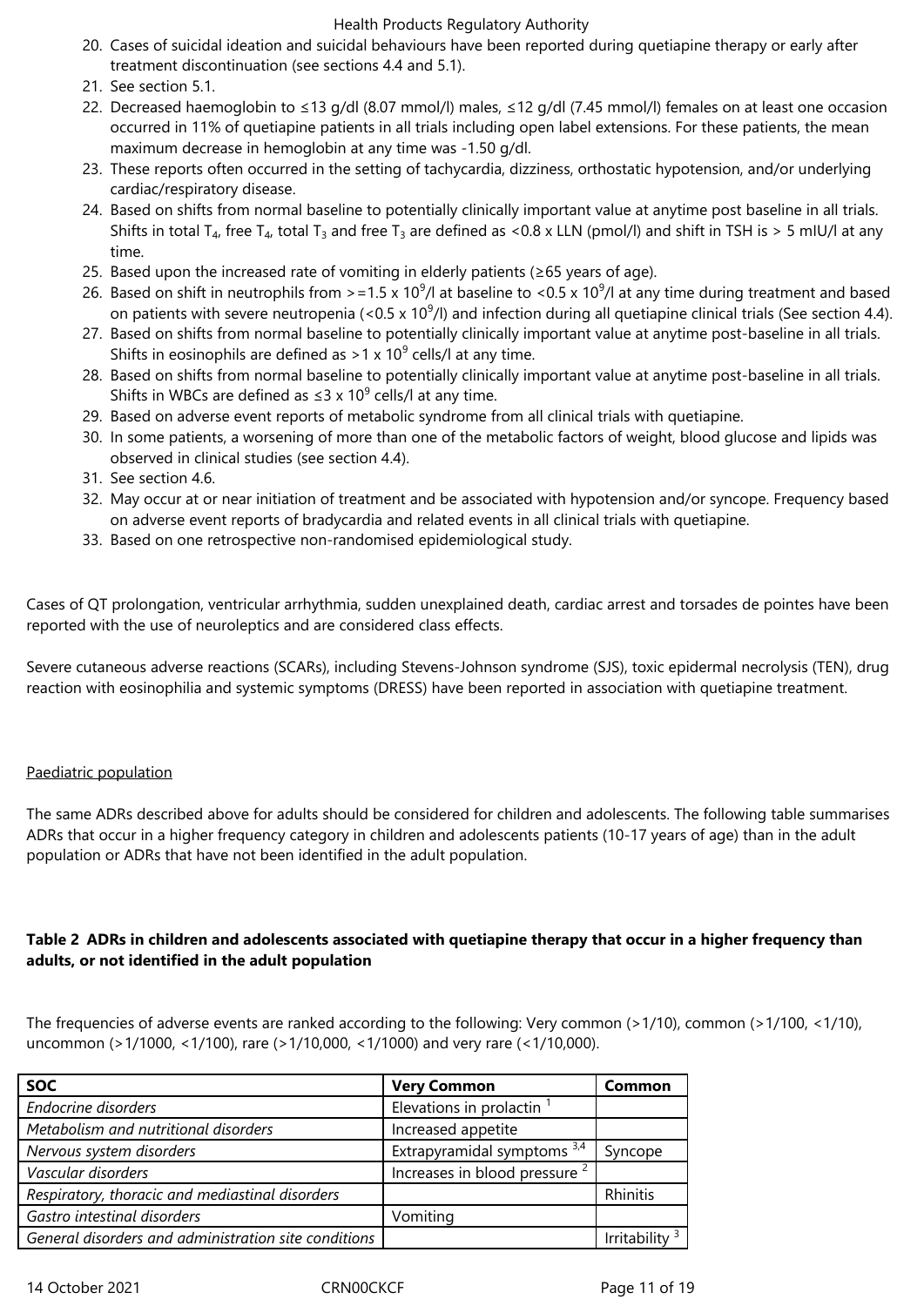20. Cases of suicidal ideation and suicidal behaviours have been reported during quetiapine therapy or early after treatment discontinuation (see sections 4.4 and 5.1).
21. See section 5.1.
22. Decreased haemoglobin to ≤13 g/dl (8.07 mmol/l) males, ≤12 g/dl (7.45 mmol/l) females on at least one occasion occurred in 11% of quetiapine patients in all trials including open label extensions. For these patients, the mean maximum decrease in hemoglobin at any time was -1.50 g/dl.
23. These reports often occurred in the setting of tachycardia, dizziness, orthostatic hypotension, and/or underlying cardiac/respiratory disease.
24. Based on shifts from normal baseline to potentially clinically important value at anytime post baseline in all trials. Shifts in total $T_4$, free $T_4$, total $T_3$ and free $T_3$ are defined as <0.8 x LLN (pmol/l) and shift in TSH is > 5 mIU/l at any time.
25. Based upon the increased rate of vomiting in elderly patients (≥65 years of age).
26. Based on shift in neutrophils from >=1.5 x $10^9$/l at baseline to <0.5 x $10^9$/l at any time during treatment and based on patients with severe neutropenia (<0.5 x $10^9$/l) and infection during all quetiapine clinical trials (See section 4.4).
27. Based on shifts from normal baseline to potentially clinically important value at anytime post-baseline in all trials. Shifts in eosinophils are defined as >1 x $10^9$ cells/l at any time.
28. Based on shifts from normal baseline to potentially clinically important value at anytime post-baseline in all trials. Shifts in WBCs are defined as ≤3 x $10^9$ cells/l at any time.
29. Based on adverse event reports of metabolic syndrome from all clinical trials with quetiapine.
30. In some patients, a worsening of more than one of the metabolic factors of weight, blood glucose and lipids was observed in clinical studies (see section 4.4).
31. See section 4.6.
32. May occur at or near initiation of treatment and be associated with hypotension and/or syncope. Frequency based on adverse event reports of bradycardia and related events in all clinical trials with quetiapine.
33. Based on one retrospective non-randomised epidemiological study.

Cases of QT prolongation, ventricular arrhythmia, sudden unexplained death, cardiac arrest and torsades de pointes have been reported with the use of neuroleptics and are considered class effects.

Severe cutaneous adverse reactions (SCARs), including Stevens-Johnson syndrome (SJS), toxic epidermal necrolysis (TEN), drug reaction with eosinophilia and systemic symptoms (DRESS) have been reported in association with quetiapine treatment.

Paediatric population

The same ADRs described above for adults should be considered for children and adolescents. The following table summarises ADRs that occur in a higher frequency category in children and adolescents patients (10-17 years of age) than in the adult population or ADRs that have not been identified in the adult population.

**Table 2 ADRs in children and adolescents associated with quetiapine therapy that occur in a higher frequency than adults, or not identified in the adult population**

The frequencies of adverse events are ranked according to the following: Very common (>1/10), common (>1/100, <1/10), uncommon (>1/1000, <1/100), rare (>1/10,000, <1/1000) and very rare (<1/10,000).

| **SOC** | **Very Common** | **Common** |
|---|---|---|
| *Endocrine disorders* | Elevations in prolactin [1] | |
| *Metabolism and nutritional disorders* | Increased appetite | |
| *Nervous system disorders* | Extrapyramidal symptoms [3,4] | Syncope |
| *Vascular disorders* | Increases in blood pressure [2] | |
| *Respiratory, thoracic and mediastinal disorders* | | Rhinitis |
| *Gastro intestinal disorders* | Vomiting | |
| *General disorders and administration site conditions* | | Irritability [3] |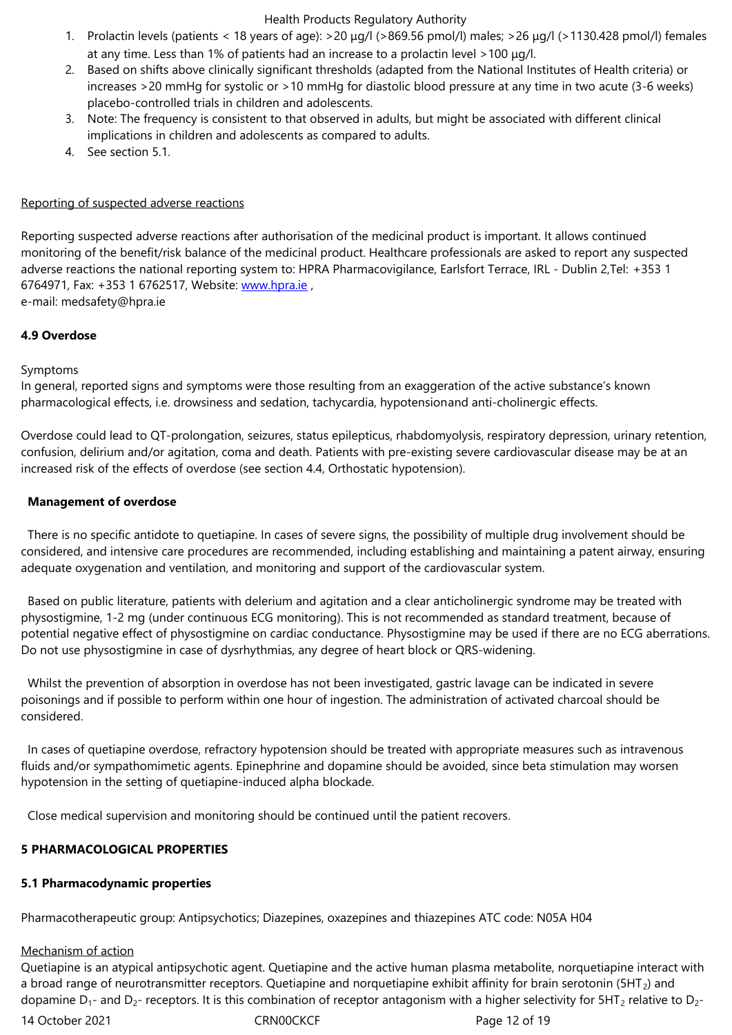1. Prolactin levels (patients < 18 years of age): >20 µg/l (>869.56 pmol/l) males; >26 µg/l (>1130.428 pmol/l) females at any time. Less than 1% of patients had an increase to a prolactin level >100 µg/l.
2. Based on shifts above clinically significant thresholds (adapted from the National Institutes of Health criteria) or increases >20 mmHg for systolic or >10 mmHg for diastolic blood pressure at any time in two acute (3-6 weeks) placebo-controlled trials in children and adolescents.
3. Note: The frequency is consistent to that observed in adults, but might be associated with different clinical implications in children and adolescents as compared to adults.
4. See section 5.1.

Reporting of suspected adverse reactions

Reporting suspected adverse reactions after authorisation of the medicinal product is important. It allows continued monitoring of the benefit/risk balance of the medicinal product. Healthcare professionals are asked to report any suspected adverse reactions the national reporting system to: HPRA Pharmacovigilance, Earlsfort Terrace, IRL - Dublin 2,Tel: +353 1 6764971, Fax: +353 1 6762517, Website: www.hpra.ie ,
e-mail: medsafety@hpra.ie

**4.9 Overdose**

Symptoms
In general, reported signs and symptoms were those resulting from an exaggeration of the active substance's known pharmacological effects, i.e. drowsiness and sedation, tachycardia, hypotensionand anti-cholinergic effects.

Overdose could lead to QT-prolongation, seizures, status epilepticus, rhabdomyolysis, respiratory depression, urinary retention, confusion, delirium and/or agitation, coma and death. Patients with pre-existing severe cardiovascular disease may be at an increased risk of the effects of overdose (see section 4.4, Orthostatic hypotension).

**Management of overdose**

There is no specific antidote to quetiapine. In cases of severe signs, the possibility of multiple drug involvement should be considered, and intensive care procedures are recommended, including establishing and maintaining a patent airway, ensuring adequate oxygenation and ventilation, and monitoring and support of the cardiovascular system.

Based on public literature, patients with delerium and agitation and a clear anticholinergic syndrome may be treated with physostigmine, 1-2 mg (under continuous ECG monitoring). This is not recommended as standard treatment, because of potential negative effect of physostigmine on cardiac conductance. Physostigmine may be used if there are no ECG aberrations. Do not use physostigmine in case of dysrhythmias, any degree of heart block or QRS-widening.

Whilst the prevention of absorption in overdose has not been investigated, gastric lavage can be indicated in severe poisonings and if possible to perform within one hour of ingestion. The administration of activated charcoal should be considered.

In cases of quetiapine overdose, refractory hypotension should be treated with appropriate measures such as intravenous fluids and/or sympathomimetic agents. Epinephrine and dopamine should be avoided, since beta stimulation may worsen hypotension in the setting of quetiapine-induced alpha blockade.

Close medical supervision and monitoring should be continued until the patient recovers.

**5 PHARMACOLOGICAL PROPERTIES**

**5.1 Pharmacodynamic properties**

Pharmacotherapeutic group: Antipsychotics; Diazepines, oxazepines and thiazepines ATC code: N05A H04

Mechanism of action
Quetiapine is an atypical antipsychotic agent. Quetiapine and the active human plasma metabolite, norquetiapine interact with a broad range of neurotransmitter receptors. Quetiapine and norquetiapine exhibit affinity for brain serotonin ($5HT_2$) and dopamine $D_1$- and $D_2$- receptors. It is this combination of receptor antagonism with a higher selectivity for $5HT_2$ relative to $D_2$-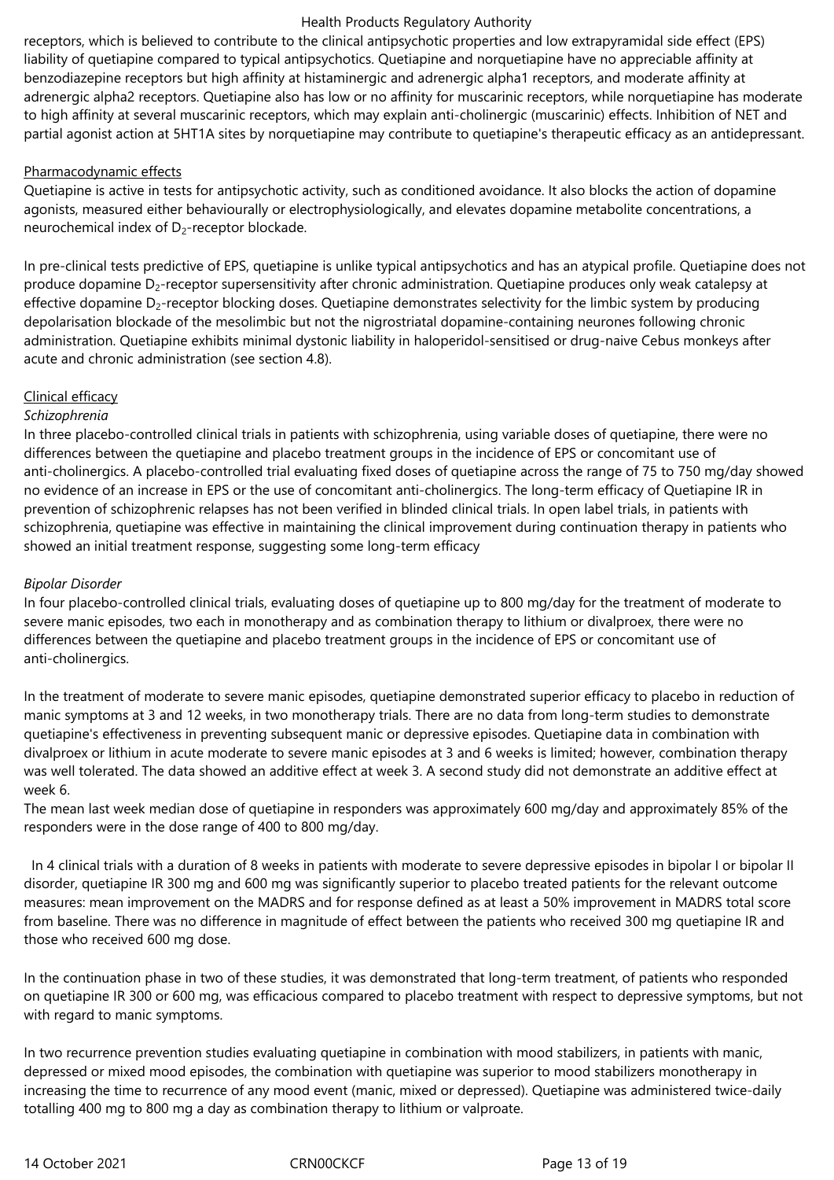receptors, which is believed to contribute to the clinical antipsychotic properties and low extrapyramidal side effect (EPS) liability of quetiapine compared to typical antipsychotics. Quetiapine and norquetiapine have no appreciable affinity at benzodiazepine receptors but high affinity at histaminergic and adrenergic alpha1 receptors, and moderate affinity at adrenergic alpha2 receptors. Quetiapine also has low or no affinity for muscarinic receptors, while norquetiapine has moderate to high affinity at several muscarinic receptors, which may explain anti-cholinergic (muscarinic) effects. Inhibition of NET and partial agonist action at 5HT1A sites by norquetiapine may contribute to quetiapine's therapeutic efficacy as an antidepressant.

Pharmacodynamic effects

Quetiapine is active in tests for antipsychotic activity, such as conditioned avoidance. It also blocks the action of dopamine agonists, measured either behaviourally or electrophysiologically, and elevates dopamine metabolite concentrations, a neurochemical index of $D_2$-receptor blockade.

In pre-clinical tests predictive of EPS, quetiapine is unlike typical antipsychotics and has an atypical profile. Quetiapine does not produce dopamine $D_2$-receptor supersensitivity after chronic administration. Quetiapine produces only weak catalepsy at effective dopamine $D_2$-receptor blocking doses. Quetiapine demonstrates selectivity for the limbic system by producing depolarisation blockade of the mesolimbic but not the nigrostriatal dopamine-containing neurones following chronic administration. Quetiapine exhibits minimal dystonic liability in haloperidol-sensitised or drug-naive Cebus monkeys after acute and chronic administration (see section 4.8).

Clinical efficacy

*Schizophrenia*

In three placebo-controlled clinical trials in patients with schizophrenia, using variable doses of quetiapine, there were no differences between the quetiapine and placebo treatment groups in the incidence of EPS or concomitant use of anti-cholinergics. A placebo-controlled trial evaluating fixed doses of quetiapine across the range of 75 to 750 mg/day showed no evidence of an increase in EPS or the use of concomitant anti-cholinergics. The long-term efficacy of Quetiapine IR in prevention of schizophrenic relapses has not been verified in blinded clinical trials. In open label trials, in patients with schizophrenia, quetiapine was effective in maintaining the clinical improvement during continuation therapy in patients who showed an initial treatment response, suggesting some long-term efficacy

*Bipolar Disorder*

In four placebo-controlled clinical trials, evaluating doses of quetiapine up to 800 mg/day for the treatment of moderate to severe manic episodes, two each in monotherapy and as combination therapy to lithium or divalproex, there were no differences between the quetiapine and placebo treatment groups in the incidence of EPS or concomitant use of anti-cholinergics.

In the treatment of moderate to severe manic episodes, quetiapine demonstrated superior efficacy to placebo in reduction of manic symptoms at 3 and 12 weeks, in two monotherapy trials. There are no data from long-term studies to demonstrate quetiapine's effectiveness in preventing subsequent manic or depressive episodes. Quetiapine data in combination with divalproex or lithium in acute moderate to severe manic episodes at 3 and 6 weeks is limited; however, combination therapy was well tolerated. The data showed an additive effect at week 3. A second study did not demonstrate an additive effect at week 6.

The mean last week median dose of quetiapine in responders was approximately 600 mg/day and approximately 85% of the responders were in the dose range of 400 to 800 mg/day.

In 4 clinical trials with a duration of 8 weeks in patients with moderate to severe depressive episodes in bipolar I or bipolar II disorder, quetiapine IR 300 mg and 600 mg was significantly superior to placebo treated patients for the relevant outcome measures: mean improvement on the MADRS and for response defined as at least a 50% improvement in MADRS total score from baseline. There was no difference in magnitude of effect between the patients who received 300 mg quetiapine IR and those who received 600 mg dose.

In the continuation phase in two of these studies, it was demonstrated that long-term treatment, of patients who responded on quetiapine IR 300 or 600 mg, was efficacious compared to placebo treatment with respect to depressive symptoms, but not with regard to manic symptoms.

In two recurrence prevention studies evaluating quetiapine in combination with mood stabilizers, in patients with manic, depressed or mixed mood episodes, the combination with quetiapine was superior to mood stabilizers monotherapy in increasing the time to recurrence of any mood event (manic, mixed or depressed). Quetiapine was administered twice-daily totalling 400 mg to 800 mg a day as combination therapy to lithium or valproate.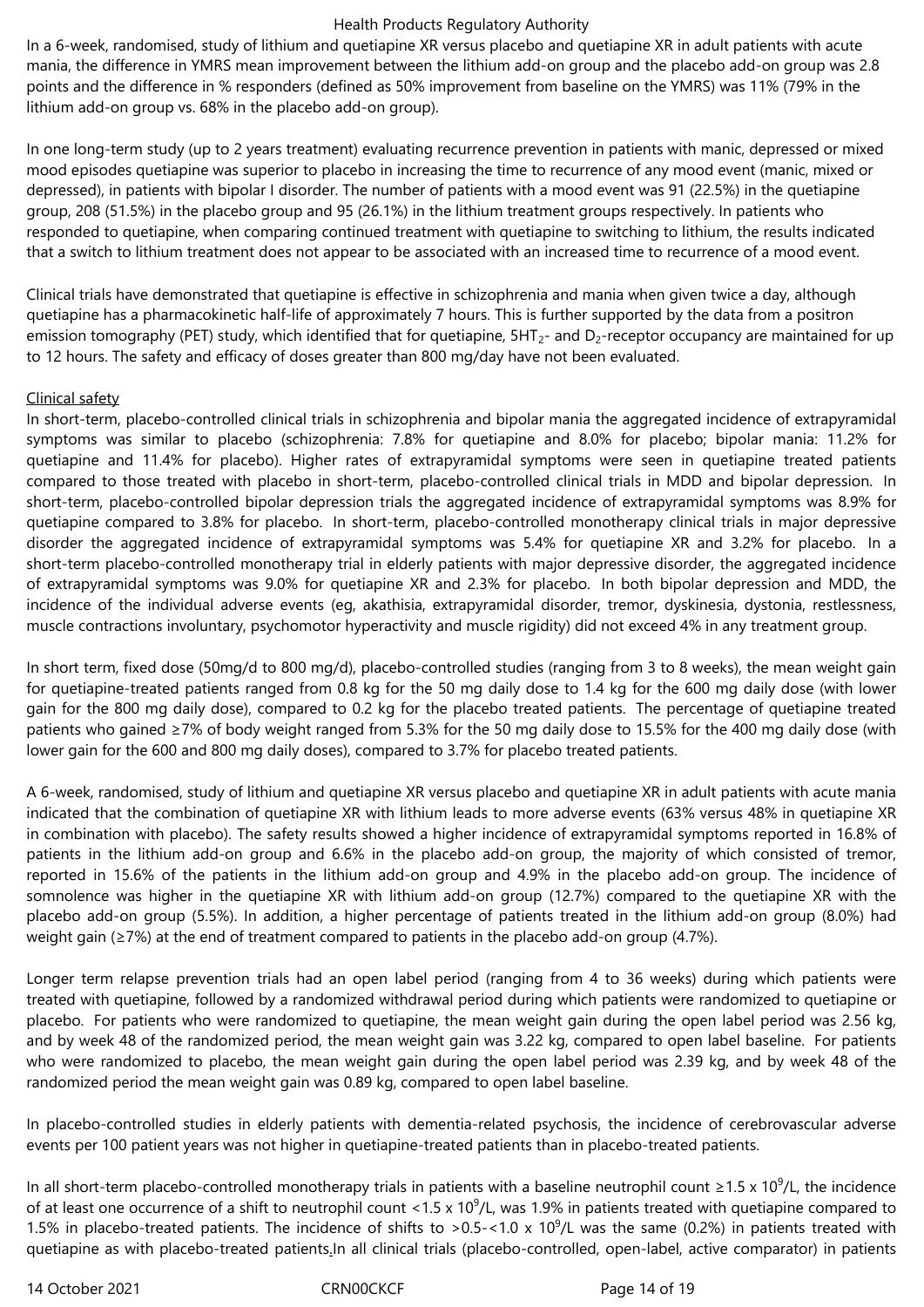In a 6-week, randomised, study of lithium and quetiapine XR versus placebo and quetiapine XR in adult patients with acute mania, the difference in YMRS mean improvement between the lithium add-on group and the placebo add-on group was 2.8 points and the difference in % responders (defined as 50% improvement from baseline on the YMRS) was 11% (79% in the lithium add-on group vs. 68% in the placebo add-on group).

In one long-term study (up to 2 years treatment) evaluating recurrence prevention in patients with manic, depressed or mixed mood episodes quetiapine was superior to placebo in increasing the time to recurrence of any mood event (manic, mixed or depressed), in patients with bipolar I disorder. The number of patients with a mood event was 91 (22.5%) in the quetiapine group, 208 (51.5%) in the placebo group and 95 (26.1%) in the lithium treatment groups respectively. In patients who responded to quetiapine, when comparing continued treatment with quetiapine to switching to lithium, the results indicated that a switch to lithium treatment does not appear to be associated with an increased time to recurrence of a mood event.

Clinical trials have demonstrated that quetiapine is effective in schizophrenia and mania when given twice a day, although quetiapine has a pharmacokinetic half-life of approximately 7 hours. This is further supported by the data from a positron emission tomography (PET) study, which identified that for quetiapine, $5HT_2$- and $D_2$-receptor occupancy are maintained for up to 12 hours. The safety and efficacy of doses greater than 800 mg/day have not been evaluated.

Clinical safety

In short-term, placebo-controlled clinical trials in schizophrenia and bipolar mania the aggregated incidence of extrapyramidal symptoms was similar to placebo (schizophrenia: 7.8% for quetiapine and 8.0% for placebo; bipolar mania: 11.2% for quetiapine and 11.4% for placebo). Higher rates of extrapyramidal symptoms were seen in quetiapine treated patients compared to those treated with placebo in short-term, placebo-controlled clinical trials in MDD and bipolar depression. In short-term, placebo-controlled bipolar depression trials the aggregated incidence of extrapyramidal symptoms was 8.9% for quetiapine compared to 3.8% for placebo. In short-term, placebo-controlled monotherapy clinical trials in major depressive disorder the aggregated incidence of extrapyramidal symptoms was 5.4% for quetiapine XR and 3.2% for placebo. In a short-term placebo-controlled monotherapy trial in elderly patients with major depressive disorder, the aggregated incidence of extrapyramidal symptoms was 9.0% for quetiapine XR and 2.3% for placebo. In both bipolar depression and MDD, the incidence of the individual adverse events (eg, akathisia, extrapyramidal disorder, tremor, dyskinesia, dystonia, restlessness, muscle contractions involuntary, psychomotor hyperactivity and muscle rigidity) did not exceed 4% in any treatment group.

In short term, fixed dose (50mg/d to 800 mg/d), placebo-controlled studies (ranging from 3 to 8 weeks), the mean weight gain for quetiapine-treated patients ranged from 0.8 kg for the 50 mg daily dose to 1.4 kg for the 600 mg daily dose (with lower gain for the 800 mg daily dose), compared to 0.2 kg for the placebo treated patients. The percentage of quetiapine treated patients who gained ≥7% of body weight ranged from 5.3% for the 50 mg daily dose to 15.5% for the 400 mg daily dose (with lower gain for the 600 and 800 mg daily doses), compared to 3.7% for placebo treated patients.

A 6-week, randomised, study of lithium and quetiapine XR versus placebo and quetiapine XR in adult patients with acute mania indicated that the combination of quetiapine XR with lithium leads to more adverse events (63% versus 48% in quetiapine XR in combination with placebo). The safety results showed a higher incidence of extrapyramidal symptoms reported in 16.8% of patients in the lithium add-on group and 6.6% in the placebo add-on group, the majority of which consisted of tremor, reported in 15.6% of the patients in the lithium add-on group and 4.9% in the placebo add-on group. The incidence of somnolence was higher in the quetiapine XR with lithium add-on group (12.7%) compared to the quetiapine XR with the placebo add-on group (5.5%). In addition, a higher percentage of patients treated in the lithium add-on group (8.0%) had weight gain (≥7%) at the end of treatment compared to patients in the placebo add-on group (4.7%).

Longer term relapse prevention trials had an open label period (ranging from 4 to 36 weeks) during which patients were treated with quetiapine, followed by a randomized withdrawal period during which patients were randomized to quetiapine or placebo. For patients who were randomized to quetiapine, the mean weight gain during the open label period was 2.56 kg, and by week 48 of the randomized period, the mean weight gain was 3.22 kg, compared to open label baseline. For patients who were randomized to placebo, the mean weight gain during the open label period was 2.39 kg, and by week 48 of the randomized period the mean weight gain was 0.89 kg, compared to open label baseline.

In placebo-controlled studies in elderly patients with dementia-related psychosis, the incidence of cerebrovascular adverse events per 100 patient years was not higher in quetiapine-treated patients than in placebo-treated patients.

In all short-term placebo-controlled monotherapy trials in patients with a baseline neutrophil count $\geq 1.5 \times 10^9$/L, the incidence of at least one occurrence of a shift to neutrophil count $<1.5 \times 10^9$/L, was 1.9% in patients treated with quetiapine compared to 1.5% in placebo-treated patients. The incidence of shifts to $>0.5$-$<1.0 \times 10^9$/L was the same (0.2%) in patients treated with quetiapine as with placebo-treated patients. In all clinical trials (placebo-controlled, open-label, active comparator) in patients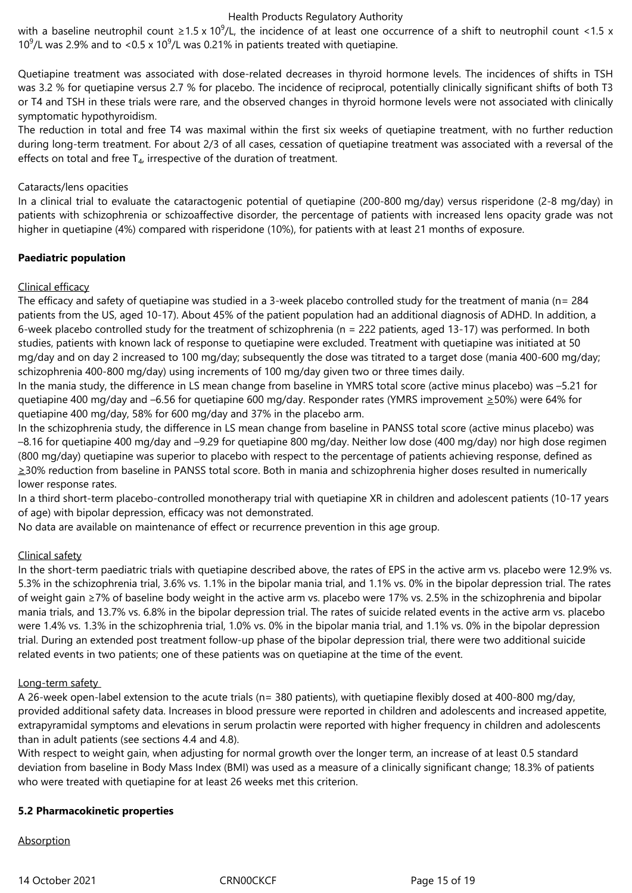with a baseline neutrophil count ≥1.5 x $10^9$/L, the incidence of at least one occurrence of a shift to neutrophil count <1.5 x $10^9$/L was 2.9% and to <0.5 x $10^9$/L was 0.21% in patients treated with quetiapine.

Quetiapine treatment was associated with dose-related decreases in thyroid hormone levels. The incidences of shifts in TSH was 3.2 % for quetiapine versus 2.7 % for placebo. The incidence of reciprocal, potentially clinically significant shifts of both T3 or T4 and TSH in these trials were rare, and the observed changes in thyroid hormone levels were not associated with clinically symptomatic hypothyroidism.
The reduction in total and free T4 was maximal within the first six weeks of quetiapine treatment, with no further reduction during long-term treatment. For about 2/3 of all cases, cessation of quetiapine treatment was associated with a reversal of the effects on total and free $T_4$, irrespective of the duration of treatment.

Cataracts/lens opacities
In a clinical trial to evaluate the cataractogenic potential of quetiapine (200-800 mg/day) versus risperidone (2-8 mg/day) in patients with schizophrenia or schizoaffective disorder, the percentage of patients with increased lens opacity grade was not higher in quetiapine (4%) compared with risperidone (10%), for patients with at least 21 months of exposure.

**Paediatric population**

Clinical efficacy
The efficacy and safety of quetiapine was studied in a 3-week placebo controlled study for the treatment of mania (n= 284 patients from the US, aged 10-17). About 45% of the patient population had an additional diagnosis of ADHD. In addition, a 6-week placebo controlled study for the treatment of schizophrenia (n = 222 patients, aged 13-17) was performed. In both studies, patients with known lack of response to quetiapine were excluded. Treatment with quetiapine was initiated at 50 mg/day and on day 2 increased to 100 mg/day; subsequently the dose was titrated to a target dose (mania 400-600 mg/day; schizophrenia 400-800 mg/day) using increments of 100 mg/day given two or three times daily.
In the mania study, the difference in LS mean change from baseline in YMRS total score (active minus placebo) was –5.21 for quetiapine 400 mg/day and –6.56 for quetiapine 600 mg/day. Responder rates (YMRS improvement ≥50%) were 64% for quetiapine 400 mg/day, 58% for 600 mg/day and 37% in the placebo arm.
In the schizophrenia study, the difference in LS mean change from baseline in PANSS total score (active minus placebo) was –8.16 for quetiapine 400 mg/day and –9.29 for quetiapine 800 mg/day. Neither low dose (400 mg/day) nor high dose regimen (800 mg/day) quetiapine was superior to placebo with respect to the percentage of patients achieving response, defined as ≥30% reduction from baseline in PANSS total score. Both in mania and schizophrenia higher doses resulted in numerically lower response rates.
In a third short-term placebo-controlled monotherapy trial with quetiapine XR in children and adolescent patients (10-17 years of age) with bipolar depression, efficacy was not demonstrated.
No data are available on maintenance of effect or recurrence prevention in this age group.

Clinical safety
In the short-term paediatric trials with quetiapine described above, the rates of EPS in the active arm vs. placebo were 12.9% vs. 5.3% in the schizophrenia trial, 3.6% vs. 1.1% in the bipolar mania trial, and 1.1% vs. 0% in the bipolar depression trial. The rates of weight gain ≥7% of baseline body weight in the active arm vs. placebo were 17% vs. 2.5% in the schizophrenia and bipolar mania trials, and 13.7% vs. 6.8% in the bipolar depression trial. The rates of suicide related events in the active arm vs. placebo were 1.4% vs. 1.3% in the schizophrenia trial, 1.0% vs. 0% in the bipolar mania trial, and 1.1% vs. 0% in the bipolar depression trial. During an extended post treatment follow-up phase of the bipolar depression trial, there were two additional suicide related events in two patients; one of these patients was on quetiapine at the time of the event.

Long-term safety
A 26-week open-label extension to the acute trials (n= 380 patients), with quetiapine flexibly dosed at 400-800 mg/day, provided additional safety data. Increases in blood pressure were reported in children and adolescents and increased appetite, extrapyramidal symptoms and elevations in serum prolactin were reported with higher frequency in children and adolescents than in adult patients (see sections 4.4 and 4.8).
With respect to weight gain, when adjusting for normal growth over the longer term, an increase of at least 0.5 standard deviation from baseline in Body Mass Index (BMI) was used as a measure of a clinically significant change; 18.3% of patients who were treated with quetiapine for at least 26 weeks met this criterion.

**5.2 Pharmacokinetic properties**

Absorption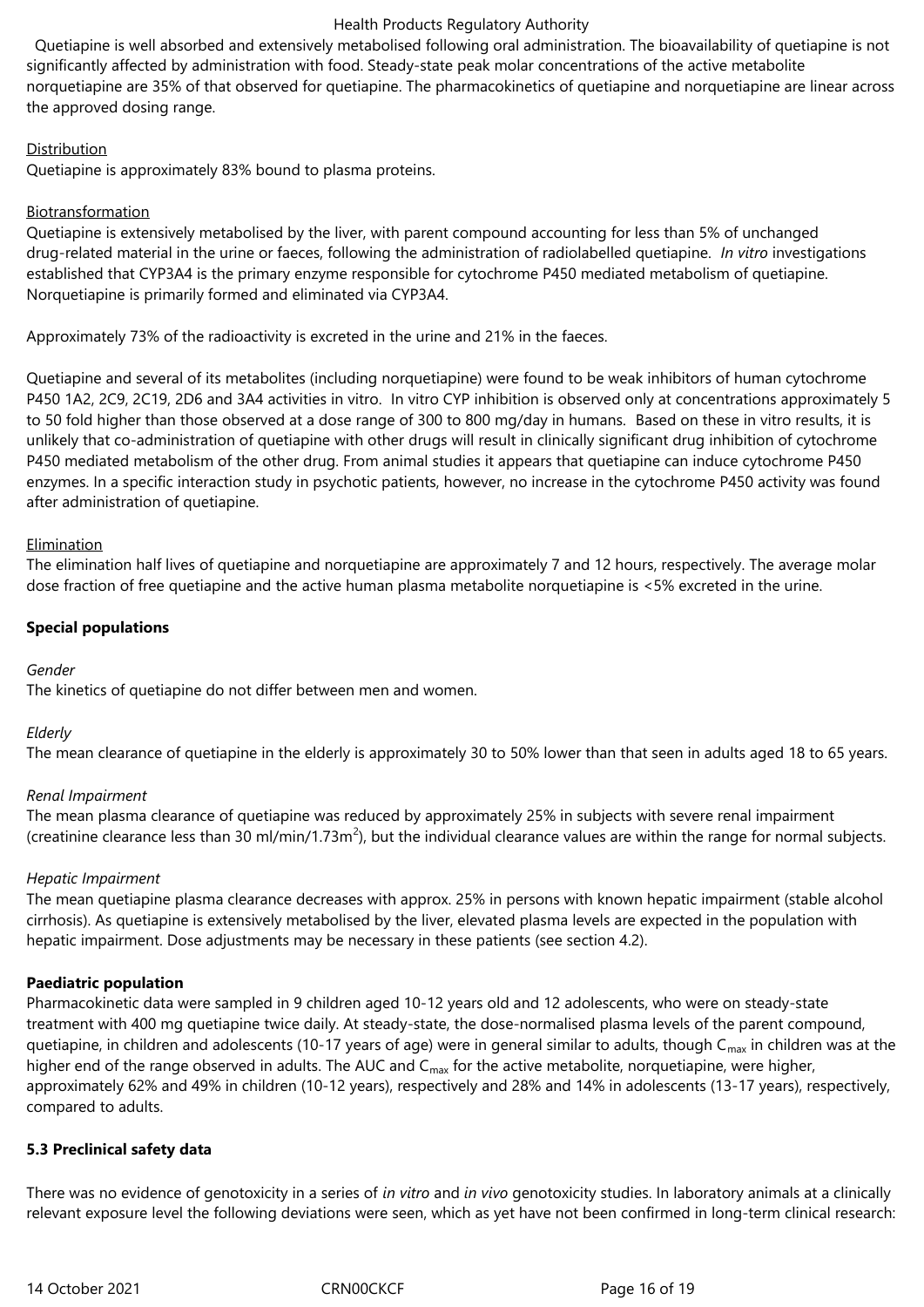Quetiapine is well absorbed and extensively metabolised following oral administration. The bioavailability of quetiapine is not significantly affected by administration with food. Steady-state peak molar concentrations of the active metabolite norquetiapine are 35% of that observed for quetiapine. The pharmacokinetics of quetiapine and norquetiapine are linear across the approved dosing range.

Distribution

Quetiapine is approximately 83% bound to plasma proteins.

Biotransformation

Quetiapine is extensively metabolised by the liver, with parent compound accounting for less than 5% of unchanged drug-related material in the urine or faeces, following the administration of radiolabelled quetiapine. *In vitro* investigations established that CYP3A4 is the primary enzyme responsible for cytochrome P450 mediated metabolism of quetiapine. Norquetiapine is primarily formed and eliminated via CYP3A4.

Approximately 73% of the radioactivity is excreted in the urine and 21% in the faeces.

Quetiapine and several of its metabolites (including norquetiapine) were found to be weak inhibitors of human cytochrome P450 1A2, 2C9, 2C19, 2D6 and 3A4 activities in vitro. In vitro CYP inhibition is observed only at concentrations approximately 5 to 50 fold higher than those observed at a dose range of 300 to 800 mg/day in humans. Based on these in vitro results, it is unlikely that co-administration of quetiapine with other drugs will result in clinically significant drug inhibition of cytochrome P450 mediated metabolism of the other drug. From animal studies it appears that quetiapine can induce cytochrome P450 enzymes. In a specific interaction study in psychotic patients, however, no increase in the cytochrome P450 activity was found after administration of quetiapine.

Elimination

The elimination half lives of quetiapine and norquetiapine are approximately 7 and 12 hours, respectively. The average molar dose fraction of free quetiapine and the active human plasma metabolite norquetiapine is <5% excreted in the urine.

**Special populations**

*Gender*

The kinetics of quetiapine do not differ between men and women.

*Elderly*

The mean clearance of quetiapine in the elderly is approximately 30 to 50% lower than that seen in adults aged 18 to 65 years.

*Renal Impairment*

The mean plasma clearance of quetiapine was reduced by approximately 25% in subjects with severe renal impairment (creatinine clearance less than 30 ml/min/1.73m$^2$), but the individual clearance values are within the range for normal subjects.

*Hepatic Impairment*

The mean quetiapine plasma clearance decreases with approx. 25% in persons with known hepatic impairment (stable alcohol cirrhosis). As quetiapine is extensively metabolised by the liver, elevated plasma levels are expected in the population with hepatic impairment. Dose adjustments may be necessary in these patients (see section 4.2).

**Paediatric population**

Pharmacokinetic data were sampled in 9 children aged 10-12 years old and 12 adolescents, who were on steady-state treatment with 400 mg quetiapine twice daily. At steady-state, the dose-normalised plasma levels of the parent compound, quetiapine, in children and adolescents (10-17 years of age) were in general similar to adults, though $C_{max}$ in children was at the higher end of the range observed in adults. The AUC and $C_{max}$ for the active metabolite, norquetiapine, were higher, approximately 62% and 49% in children (10-12 years), respectively and 28% and 14% in adolescents (13-17 years), respectively, compared to adults.

**5.3 Preclinical safety data**

There was no evidence of genotoxicity in a series of *in vitro* and *in vivo* genotoxicity studies. In laboratory animals at a clinically relevant exposure level the following deviations were seen, which as yet have not been confirmed in long-term clinical research: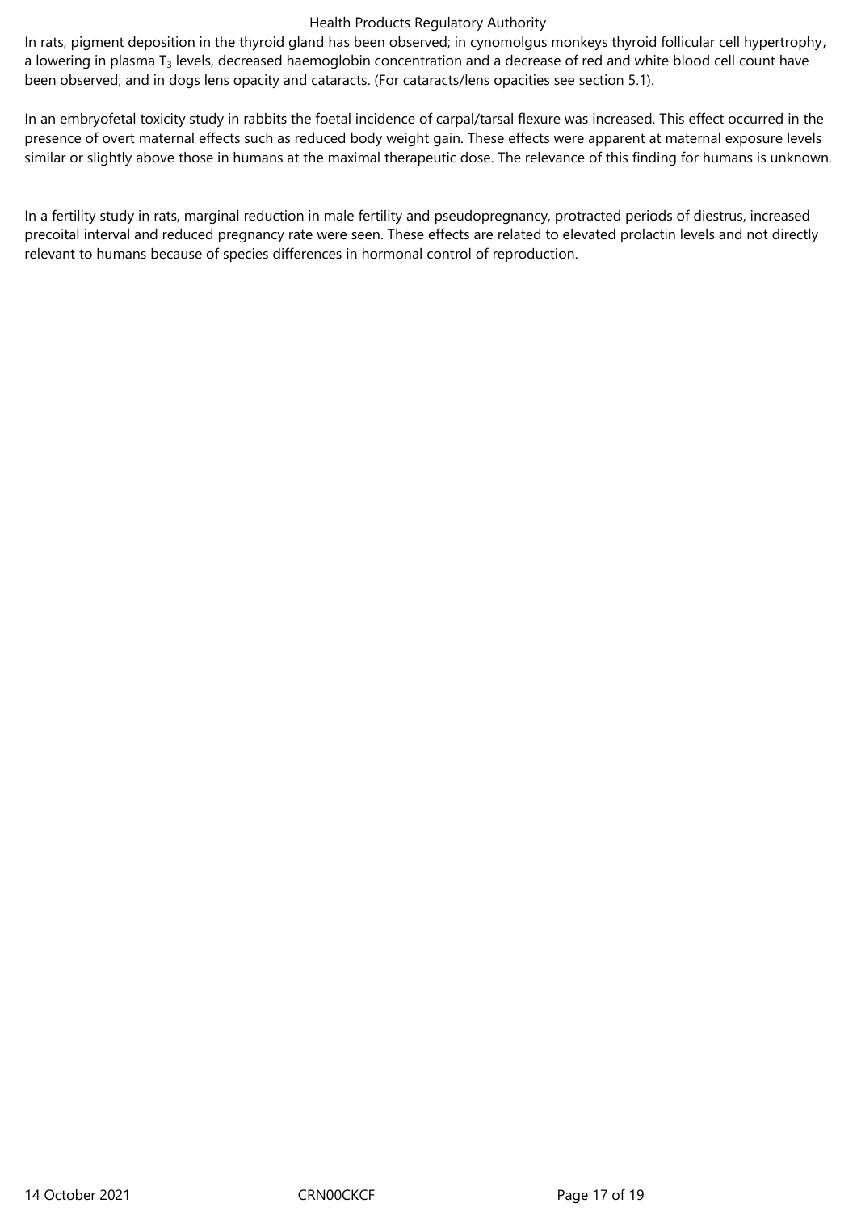In rats, pigment deposition in the thyroid gland has been observed; in cynomolgus monkeys thyroid follicular cell hypertrophy, a lowering in plasma $T_3$ levels, decreased haemoglobin concentration and a decrease of red and white blood cell count have been observed; and in dogs lens opacity and cataracts. (For cataracts/lens opacities see section 5.1).

In an embryofetal toxicity study in rabbits the foetal incidence of carpal/tarsal flexure was increased. This effect occurred in the presence of overt maternal effects such as reduced body weight gain. These effects were apparent at maternal exposure levels similar or slightly above those in humans at the maximal therapeutic dose. The relevance of this finding for humans is unknown.

In a fertility study in rats, marginal reduction in male fertility and pseudopregnancy, protracted periods of diestrus, increased precoital interval and reduced pregnancy rate were seen. These effects are related to elevated prolactin levels and not directly relevant to humans because of species differences in hormonal control of reproduction.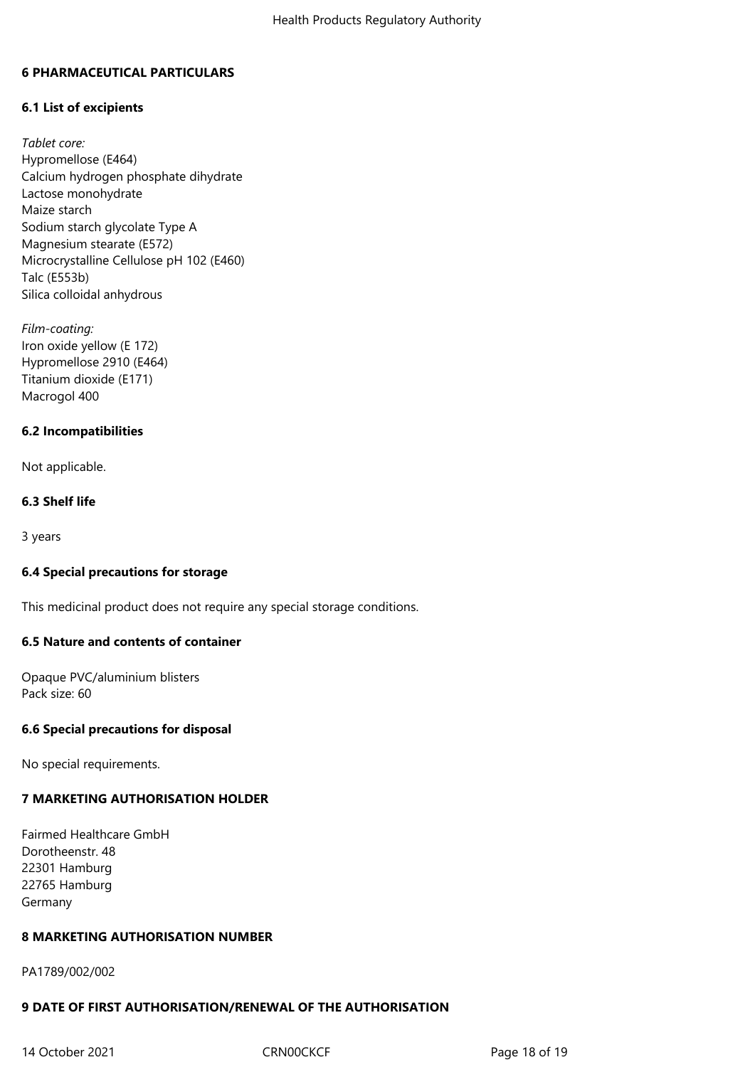## 6 PHARMACEUTICAL PARTICULARS

### 6.1 List of excipients

*Tablet core:*
Hypromellose (E464)
Calcium hydrogen phosphate dihydrate
Lactose monohydrate
Maize starch
Sodium starch glycolate Type A
Magnesium stearate (E572)
Microcrystalline Cellulose pH 102 (E460)
Talc (E553b)
Silica colloidal anhydrous

*Film-coating:*
Iron oxide yellow (E 172)
Hypromellose 2910 (E464)
Titanium dioxide (E171)
Macrogol 400

### 6.2 Incompatibilities

Not applicable.

### 6.3 Shelf life

3 years

### 6.4 Special precautions for storage

This medicinal product does not require any special storage conditions.

### 6.5 Nature and contents of container

Opaque PVC/aluminium blisters
Pack size: 60

### 6.6 Special precautions for disposal

No special requirements.

## 7 MARKETING AUTHORISATION HOLDER

Fairmed Healthcare GmbH
Dorotheenstr. 48
22301 Hamburg
22765 Hamburg
Germany

## 8 MARKETING AUTHORISATION NUMBER

PA1789/002/002

## 9 DATE OF FIRST AUTHORISATION/RENEWAL OF THE AUTHORISATION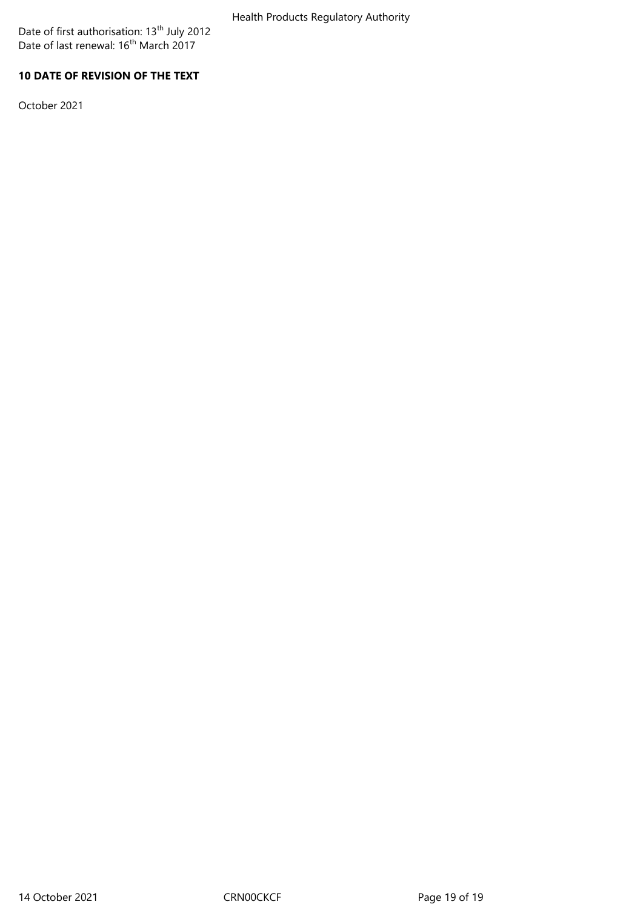Date of first authorisation: 13th July 2012
Date of last renewal: 16th March 2017

**10 DATE OF REVISION OF THE TEXT**

October 2021